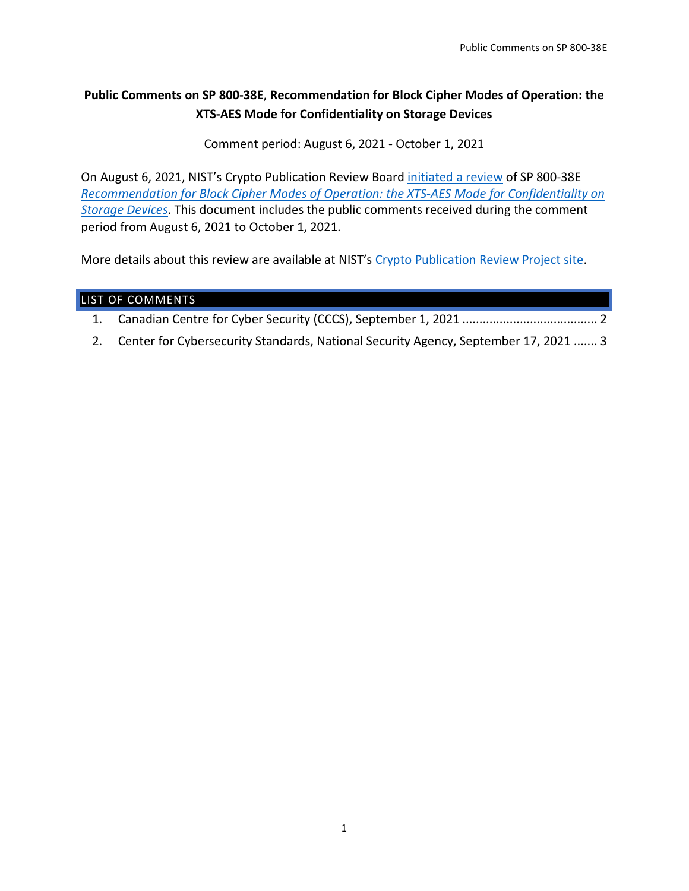# Public Comments on SP 800-38E, Recommendation for Block Cipher Modes of Operation: the XTS-AES Mode for Confidentiality on Storage Devices

Comment period: August 6, 2021 - October 1, 2021

On August 6, 2021, NIST's Crypto Publication Review Board initiated a review of SP 800-38E *Recommendation for Block Cipher Modes of Operation: the XTS-AES Mode for Confidentiality on Storage Devices*. This document includes the public comments received during the comment period from August 6, 2021 to October 1, 2021.

More details about this review are available at NIST's Crypto Publication Review Project site.

## LIST OF COMMENTS

1. Canadian Centre for Cyber Security (CCCS), September 1, 2021 ........................................ 2
2. Center for Cybersecurity Standards, National Security Agency, September 17, 2021 ....... 3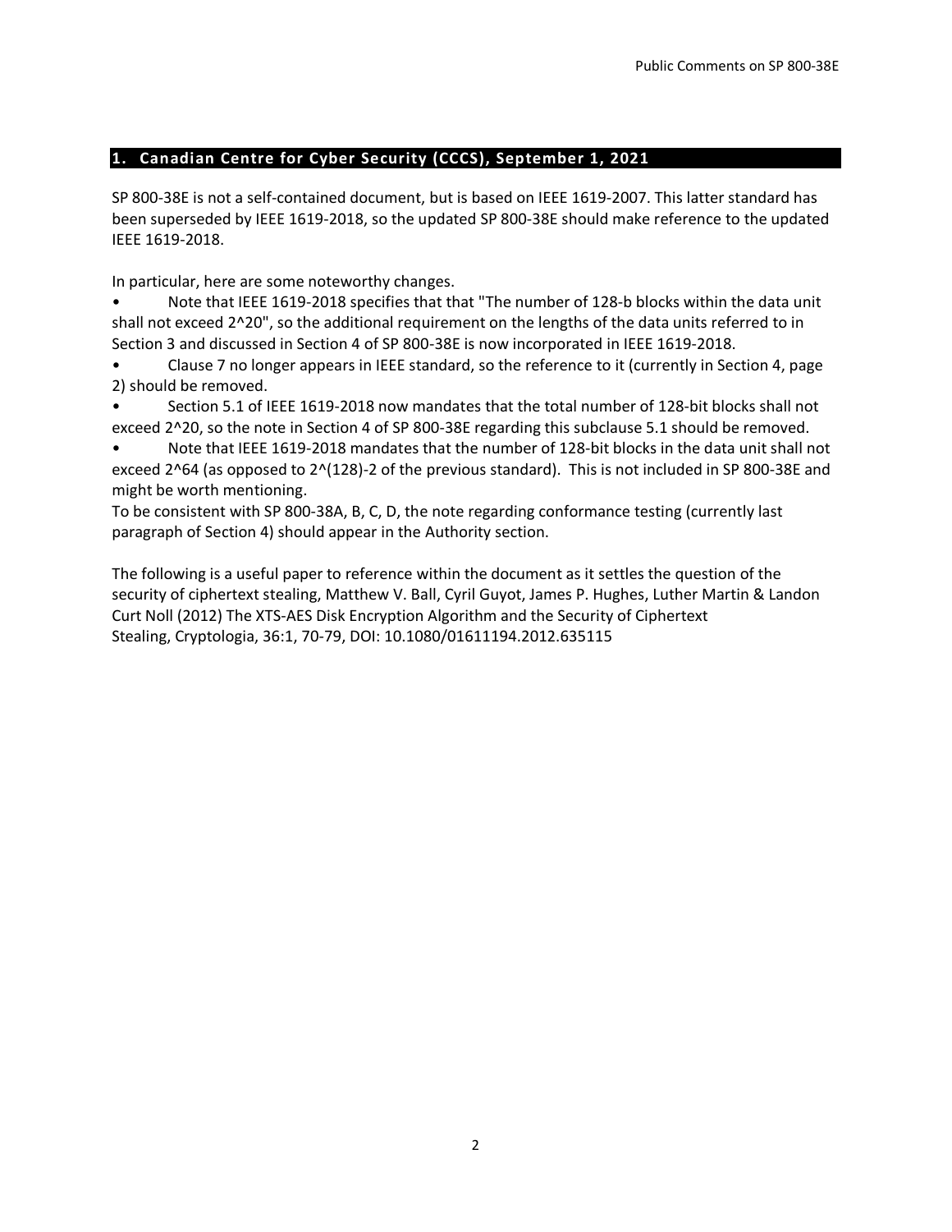## 1. Canadian Centre for Cyber Security (CCCS), September 1, 2021

SP 800-38E is not a self-contained document, but is based on IEEE 1619-2007. This latter standard has been superseded by IEEE 1619-2018, so the updated SP 800-38E should make reference to the updated IEEE 1619-2018.

In particular, here are some noteworthy changes.

- Note that IEEE 1619-2018 specifies that that "The number of 128-b blocks within the data unit shall not exceed 2^20", so the additional requirement on the lengths of the data units referred to in Section 3 and discussed in Section 4 of SP 800-38E is now incorporated in IEEE 1619-2018.
- Clause 7 no longer appears in IEEE standard, so the reference to it (currently in Section 4, page 2) should be removed.
- Section 5.1 of IEEE 1619-2018 now mandates that the total number of 128-bit blocks shall not exceed 2^20, so the note in Section 4 of SP 800-38E regarding this subclause 5.1 should be removed.
- Note that IEEE 1619-2018 mandates that the number of 128-bit blocks in the data unit shall not exceed 2^64 (as opposed to 2^(128)-2 of the previous standard). This is not included in SP 800-38E and might be worth mentioning.

To be consistent with SP 800-38A, B, C, D, the note regarding conformance testing (currently last paragraph of Section 4) should appear in the Authority section.

The following is a useful paper to reference within the document as it settles the question of the security of ciphertext stealing, Matthew V. Ball, Cyril Guyot, James P. Hughes, Luther Martin & Landon Curt Noll (2012) The XTS-AES Disk Encryption Algorithm and the Security of Ciphertext Stealing, Cryptologia, 36:1, 70-79, DOI: 10.1080/01611194.2012.635115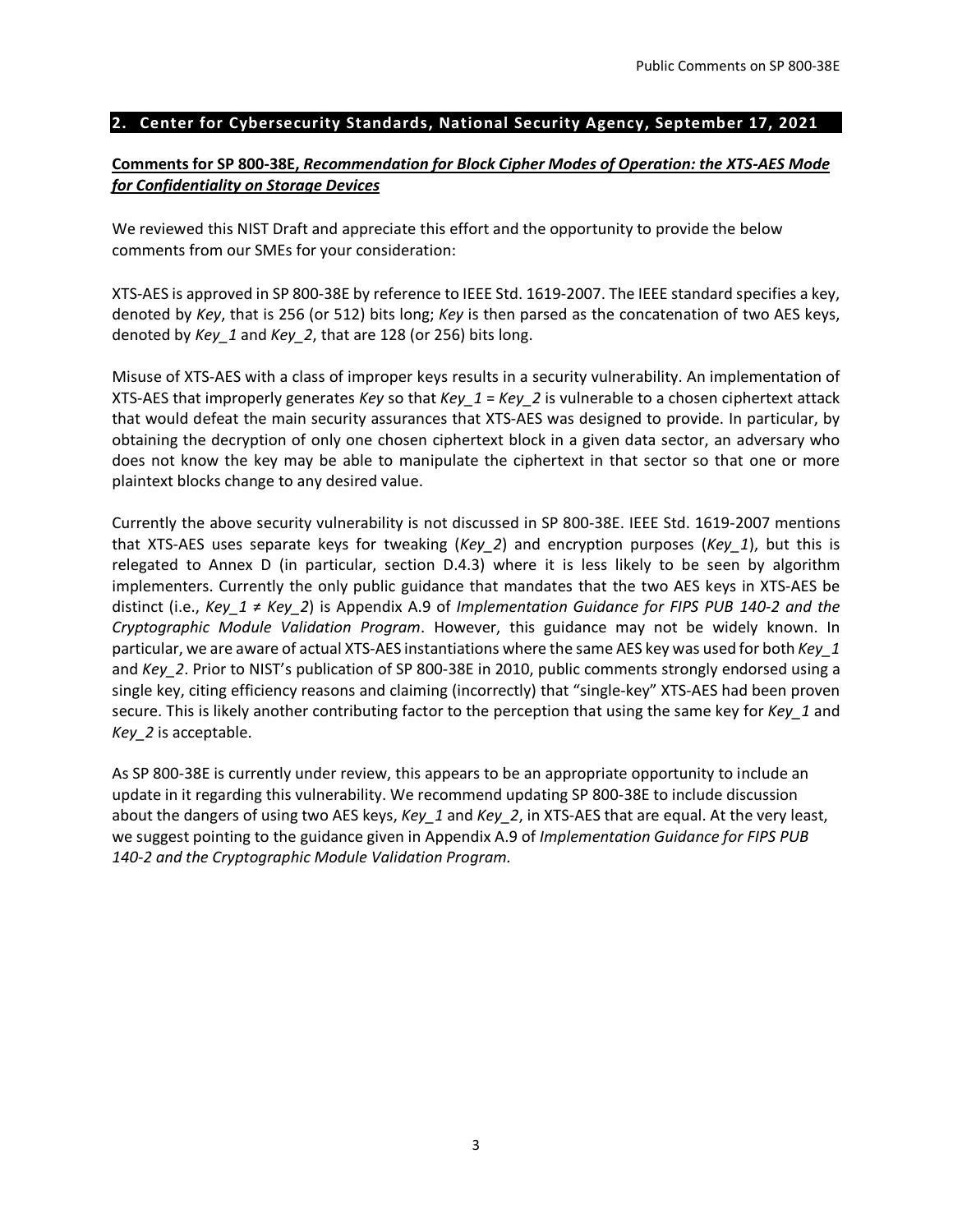## 2. Center for Cybersecurity Standards, National Security Agency, September 17, 2021

**Comments for SP 800-38E, *Recommendation for Block Cipher Modes of Operation: the XTS-AES Mode for Confidentiality on Storage Devices***

We reviewed this NIST Draft and appreciate this effort and the opportunity to provide the below comments from our SMEs for your consideration:

XTS-AES is approved in SP 800-38E by reference to IEEE Std. 1619-2007. The IEEE standard specifies a key, denoted by *Key*, that is 256 (or 512) bits long; *Key* is then parsed as the concatenation of two AES keys, denoted by *Key_1* and *Key_2*, that are 128 (or 256) bits long.

Misuse of XTS-AES with a class of improper keys results in a security vulnerability. An implementation of XTS-AES that improperly generates *Key* so that *Key_1* = *Key_2* is vulnerable to a chosen ciphertext attack that would defeat the main security assurances that XTS-AES was designed to provide. In particular, by obtaining the decryption of only one chosen ciphertext block in a given data sector, an adversary who does not know the key may be able to manipulate the ciphertext in that sector so that one or more plaintext blocks change to any desired value.

Currently the above security vulnerability is not discussed in SP 800-38E. IEEE Std. 1619-2007 mentions that XTS-AES uses separate keys for tweaking (*Key_2*) and encryption purposes (*Key_1*), but this is relegated to Annex D (in particular, section D.4.3) where it is less likely to be seen by algorithm implementers. Currently the only public guidance that mandates that the two AES keys in XTS-AES be distinct (i.e., *Key_1* ≠ *Key_2*) is Appendix A.9 of *Implementation Guidance for FIPS PUB 140-2 and the Cryptographic Module Validation Program*. However, this guidance may not be widely known. In particular, we are aware of actual XTS-AES instantiations where the same AES key was used for both *Key_1* and *Key_2*. Prior to NIST's publication of SP 800-38E in 2010, public comments strongly endorsed using a single key, citing efficiency reasons and claiming (incorrectly) that "single-key" XTS-AES had been proven secure. This is likely another contributing factor to the perception that using the same key for *Key_1* and *Key_2* is acceptable.

As SP 800-38E is currently under review, this appears to be an appropriate opportunity to include an update in it regarding this vulnerability. We recommend updating SP 800-38E to include discussion about the dangers of using two AES keys, *Key_1* and *Key_2*, in XTS-AES that are equal. At the very least, we suggest pointing to the guidance given in Appendix A.9 of *Implementation Guidance for FIPS PUB 140-2 and the Cryptographic Module Validation Program.*